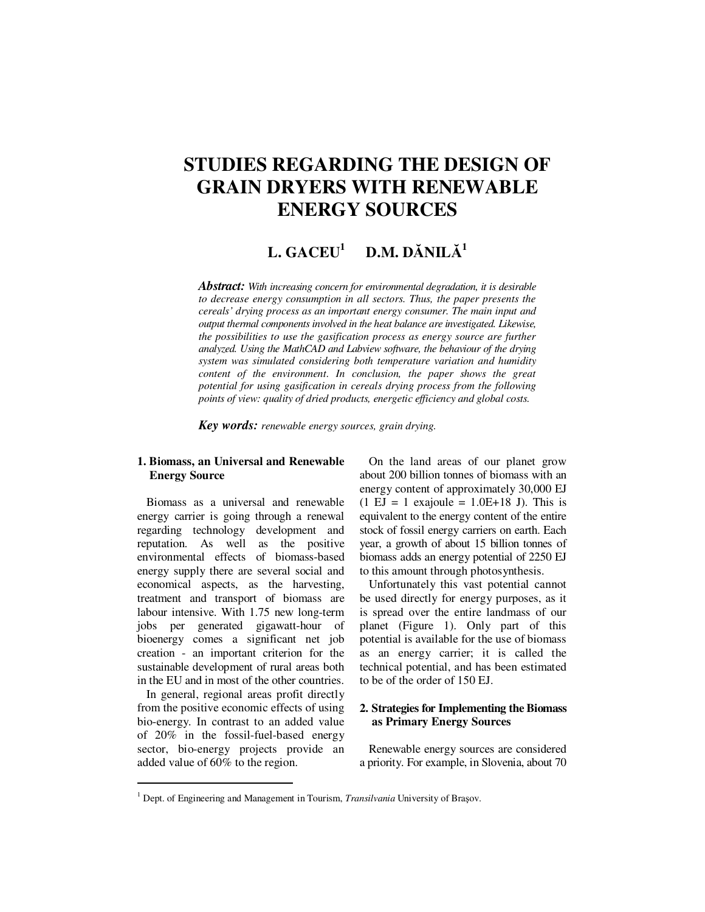# STUDIES REGARDING THE DESIGN OF GRAIN DRYERS WITH RENEWABLE ENERGY SOURCES

**L. GACEU[1]   D.M. DĂNILĂ[1]**

***Abstract:*** *With increasing concern for environmental degradation, it is desirable to decrease energy consumption in all sectors. Thus, the paper presents the cereals' drying process as an important energy consumer. The main input and output thermal components involved in the heat balance are investigated. Likewise, the possibilities to use the gasification process as energy source are further analyzed. Using the MathCAD and Labview software, the behaviour of the drying system was simulated considering both temperature variation and humidity content of the environment. In conclusion, the paper shows the great potential for using gasification in cereals drying process from the following points of view: quality of dried products, energetic efficiency and global costs.*

***Key words:*** *renewable energy sources, grain drying.*

## 1. Biomass, an Universal and Renewable Energy Source

Biomass as a universal and renewable energy carrier is going through a renewal regarding technology development and reputation. As well as the positive environmental effects of biomass-based energy supply there are several social and economical aspects, as the harvesting, treatment and transport of biomass are labour intensive. With 1.75 new long-term jobs per generated gigawatt-hour of bioenergy comes a significant net job creation - an important criterion for the sustainable development of rural areas both in the EU and in most of the other countries.

In general, regional areas profit directly from the positive economic effects of using bio-energy. In contrast to an added value of 20% in the fossil-fuel-based energy sector, bio-energy projects provide an added value of 60% to the region.

On the land areas of our planet grow about 200 billion tonnes of biomass with an energy content of approximately 30,000 EJ (1 EJ = 1 exajoule = 1.0E+18 J). This is equivalent to the energy content of the entire stock of fossil energy carriers on earth. Each year, a growth of about 15 billion tonnes of biomass adds an energy potential of 2250 EJ to this amount through photosynthesis.

Unfortunately this vast potential cannot be used directly for energy purposes, as it is spread over the entire landmass of our planet (Figure 1). Only part of this potential is available for the use of biomass as an energy carrier; it is called the technical potential, and has been estimated to be of the order of 150 EJ.

## 2. Strategies for Implementing the Biomass as Primary Energy Sources

Renewable energy sources are considered a priority. For example, in Slovenia, about 70

[1] Dept. of Engineering and Management in Tourism, *Transilvania* University of Braşov.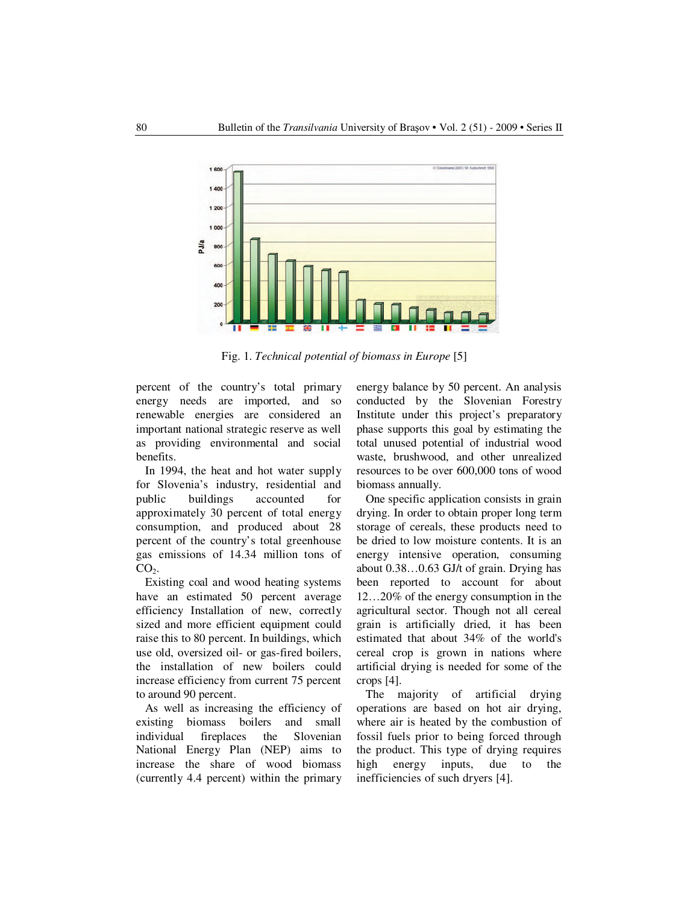Fig. 1. *Technical potential of biomass in Europe* [5]

percent of the country's total primary energy needs are imported, and so renewable energies are considered an important national strategic reserve as well as providing environmental and social benefits.

In 1994, the heat and hot water supply for Slovenia's industry, residential and public buildings accounted for approximately 30 percent of total energy consumption, and produced about 28 percent of the country's total greenhouse gas emissions of 14.34 million tons of $CO_2$.

Existing coal and wood heating systems have an estimated 50 percent average efficiency Installation of new, correctly sized and more efficient equipment could raise this to 80 percent. In buildings, which use old, oversized oil- or gas-fired boilers, the installation of new boilers could increase efficiency from current 75 percent to around 90 percent.

As well as increasing the efficiency of existing biomass boilers and small individual fireplaces the Slovenian National Energy Plan (NEP) aims to increase the share of wood biomass (currently 4.4 percent) within the primary energy balance by 50 percent. An analysis conducted by the Slovenian Forestry Institute under this project's preparatory phase supports this goal by estimating the total unused potential of industrial wood waste, brushwood, and other unrealized resources to be over 600,000 tons of wood biomass annually.

One specific application consists in grain drying. In order to obtain proper long term storage of cereals, these products need to be dried to low moisture contents. It is an energy intensive operation, consuming about 0.38…0.63 GJ/t of grain. Drying has been reported to account for about 12…20% of the energy consumption in the agricultural sector. Though not all cereal grain is artificially dried, it has been estimated that about 34% of the world's cereal crop is grown in nations where artificial drying is needed for some of the crops [4].

The majority of artificial drying operations are based on hot air drying, where air is heated by the combustion of fossil fuels prior to being forced through the product. This type of drying requires high energy inputs, due to the inefficiencies of such dryers [4].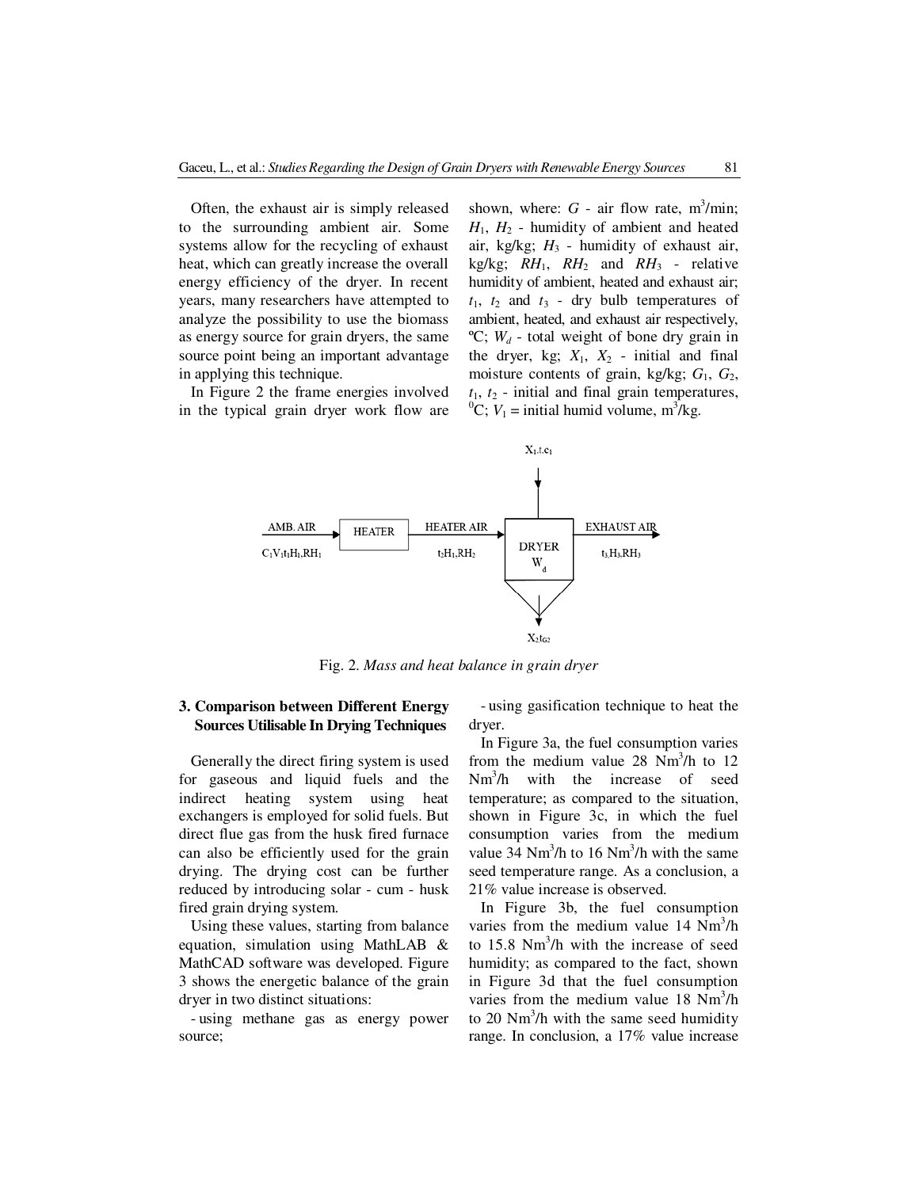Often, the exhaust air is simply released to the surrounding ambient air. Some systems allow for the recycling of exhaust heat, which can greatly increase the overall energy efficiency of the dryer. In recent years, many researchers have attempted to analyze the possibility to use the biomass as energy source for grain dryers, the same source point being an important advantage in applying this technique.

In Figure 2 the frame energies involved in the typical grain dryer work flow are shown, where: $G$ - air flow rate, $m^3$/min; $H_1$, $H_2$ - humidity of ambient and heated air, kg/kg; $H_3$ - humidity of exhaust air, kg/kg; $RH_1$, $RH_2$ and $RH_3$ - relative humidity of ambient, heated and exhaust air; $t_1$, $t_2$ and $t_3$ - dry bulb temperatures of ambient, heated, and exhaust air respectively, ºC; $W_d$ - total weight of bone dry grain in the dryer, kg; $X_1$, $X_2$ - initial and final moisture contents of grain, kg/kg; $G_1$, $G_2$, $t_1$, $t_2$ - initial and final grain temperatures, $^0$C; $V_1$ = initial humid volume, $m^3$/kg.

Fig. 2. *Mass and heat balance in grain dryer*

## 3. Comparison between Different Energy Sources Utilisable In Drying Techniques

Generally the direct firing system is used for gaseous and liquid fuels and the indirect heating system using heat exchangers is employed for solid fuels. But direct flue gas from the husk fired furnace can also be efficiently used for the grain drying. The drying cost can be further reduced by introducing solar - cum - husk fired grain drying system.

Using these values, starting from balance equation, simulation using MathLAB & MathCAD software was developed. Figure 3 shows the energetic balance of the grain dryer in two distinct situations:

- using methane gas as energy power source;
- using gasification technique to heat the dryer.

In Figure 3a, the fuel consumption varies from the medium value 28 $Nm^3$/h to 12 $Nm^3$/h with the increase of seed temperature; as compared to the situation, shown in Figure 3c, in which the fuel consumption varies from the medium value 34 $Nm^3$/h to 16 $Nm^3$/h with the same seed temperature range. As a conclusion, a 21% value increase is observed.

In Figure 3b, the fuel consumption varies from the medium value 14 $Nm^3$/h to 15.8 $Nm^3$/h with the increase of seed humidity; as compared to the fact, shown in Figure 3d that the fuel consumption varies from the medium value 18 $Nm^3$/h to 20 $Nm^3$/h with the same seed humidity range. In conclusion, a 17% value increase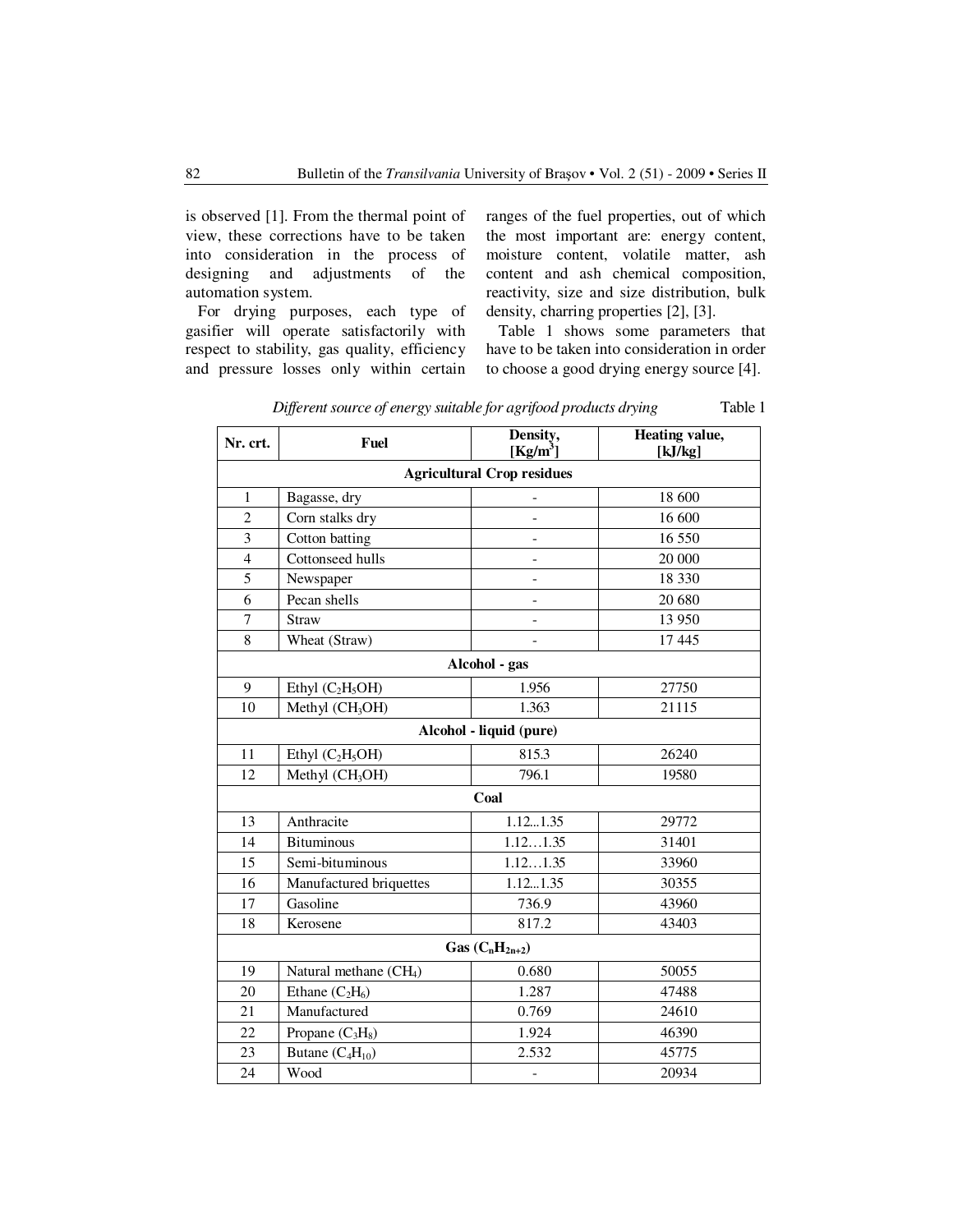is observed [1]. From the thermal point of view, these corrections have to be taken into consideration in the process of designing and adjustments of the automation system.

For drying purposes, each type of gasifier will operate satisfactorily with respect to stability, gas quality, efficiency and pressure losses only within certain ranges of the fuel properties, out of which the most important are: energy content, moisture content, volatile matter, ash content and ash chemical composition, reactivity, size and size distribution, bulk density, charring properties [2], [3].

Table 1 shows some parameters that have to be taken into consideration in order to choose a good drying energy source [4].

*Different source of energy suitable for agrifood products drying* Table 1

| Nr. crt. | Fuel | Density, [Kg/m$^3$] | Heating value, [kJ/kg] |
|---|---|---|---|
| **Agricultural Crop residues** | | | |
| 1 | Bagasse, dry | - | 18 600 |
| 2 | Corn stalks dry | - | 16 600 |
| 3 | Cotton batting | - | 16 550 |
| 4 | Cottonseed hulls | - | 20 000 |
| 5 | Newspaper | - | 18 330 |
| 6 | Pecan shells | - | 20 680 |
| 7 | Straw | - | 13 950 |
| 8 | Wheat (Straw) | - | 17 445 |
| **Alcohol - gas** | | | |
| 9 | Ethyl ($C_2H_5OH$) | 1.956 | 27750 |
| 10 | Methyl ($CH_3OH$) | 1.363 | 21115 |
| **Alcohol - liquid (pure)** | | | |
| 11 | Ethyl ($C_2H_5OH$) | 815.3 | 26240 |
| 12 | Methyl ($CH_3OH$) | 796.1 | 19580 |
| **Coal** | | | |
| 13 | Anthracite | 1.12...1.35 | 29772 |
| 14 | Bituminous | 1.12…1.35 | 31401 |
| 15 | Semi-bituminous | 1.12…1.35 | 33960 |
| 16 | Manufactured briquettes | 1.12...1.35 | 30355 |
| 17 | Gasoline | 736.9 | 43960 |
| 18 | Kerosene | 817.2 | 43403 |
| **Gas ($C_nH_{2n+2}$)** | | | |
| 19 | Natural methane ($CH_4$) | 0.680 | 50055 |
| 20 | Ethane ($C_2H_6$) | 1.287 | 47488 |
| 21 | Manufactured | 0.769 | 24610 |
| 22 | Propane ($C_3H_8$) | 1.924 | 46390 |
| 23 | Butane ($C_4H_{10}$) | 2.532 | 45775 |
| 24 | Wood | - | 20934 |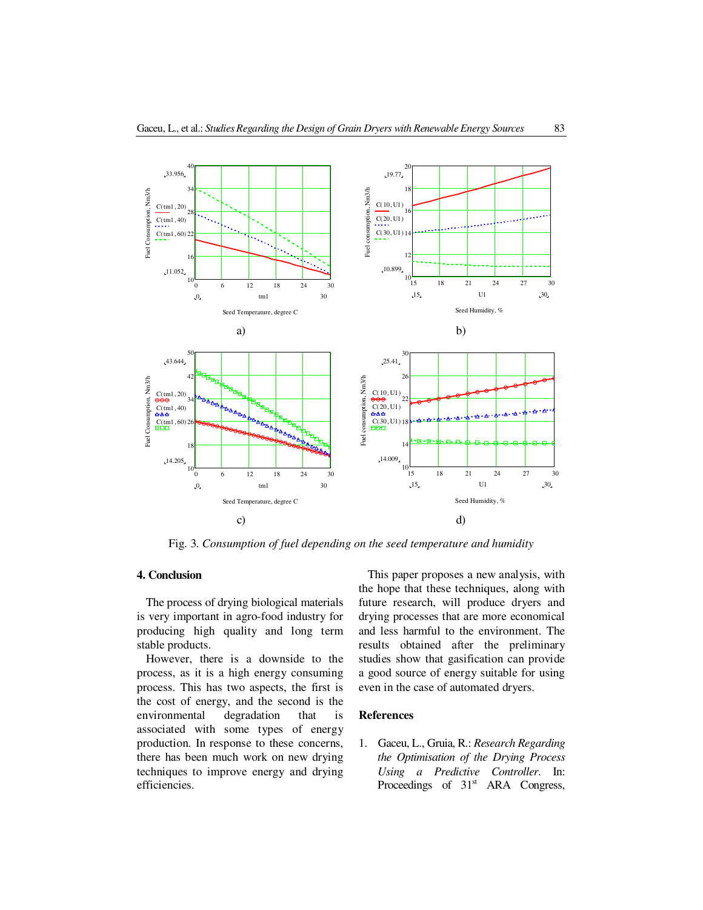Fig. 3. *Consumption of fuel depending on the seed temperature and humidity*

## 4. Conclusion

The process of drying biological materials is very important in agro-food industry for producing high quality and long term stable products.

However, there is a downside to the process, as it is a high energy consuming process. This has two aspects, the first is the cost of energy, and the second is the environmental degradation that is associated with some types of energy production. In response to these concerns, there has been much work on new drying techniques to improve energy and drying efficiencies.

This paper proposes a new analysis, with the hope that these techniques, along with future research, will produce dryers and drying processes that are more economical and less harmful to the environment. The results obtained after the preliminary studies show that gasification can provide a good source of energy suitable for using even in the case of automated dryers.

## References

1. Gaceu, L., Gruia, R.: *Research Regarding the Optimisation of the Drying Process Using a Predictive Controller*. In: Proceedings of 31st ARA Congress,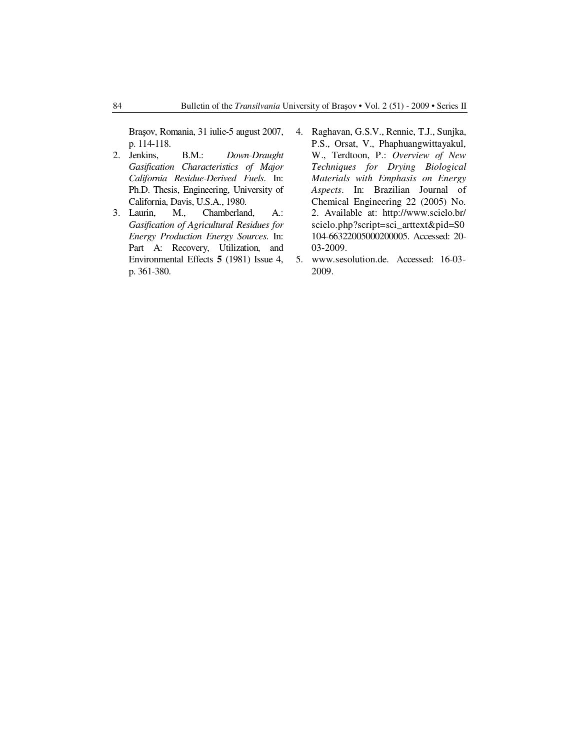Braşov, Romania, 31 iulie-5 august 2007, p. 114-118.

2. Jenkins, B.M.: *Down-Draught Gasification Characteristics of Major California Residue-Derived Fuels*. In: Ph.D. Thesis, Engineering, University of California, Davis, U.S.A., 1980.
3. Laurin, M., Chamberland, A.: *Gasification of Agricultural Residues for Energy Production Energy Sources*. In: Part A: Recovery, Utilization, and Environmental Effects **5** (1981) Issue 4, p. 361-380.
4. Raghavan, G.S.V., Rennie, T.J., Sunjka, P.S., Orsat, V., Phaphuangwittayakul, W., Terdtoon, P.: *Overview of New Techniques for Drying Biological Materials with Emphasis on Energy Aspects*. In: Brazilian Journal of Chemical Engineering 22 (2005) No. 2. Available at: http://www.scielo.br/scielo.php?script=sci_arttext&pid=S0104-66322005000200005. Accessed: 20-03-2009.
5. www.sesolution.de. Accessed: 16-03-2009.